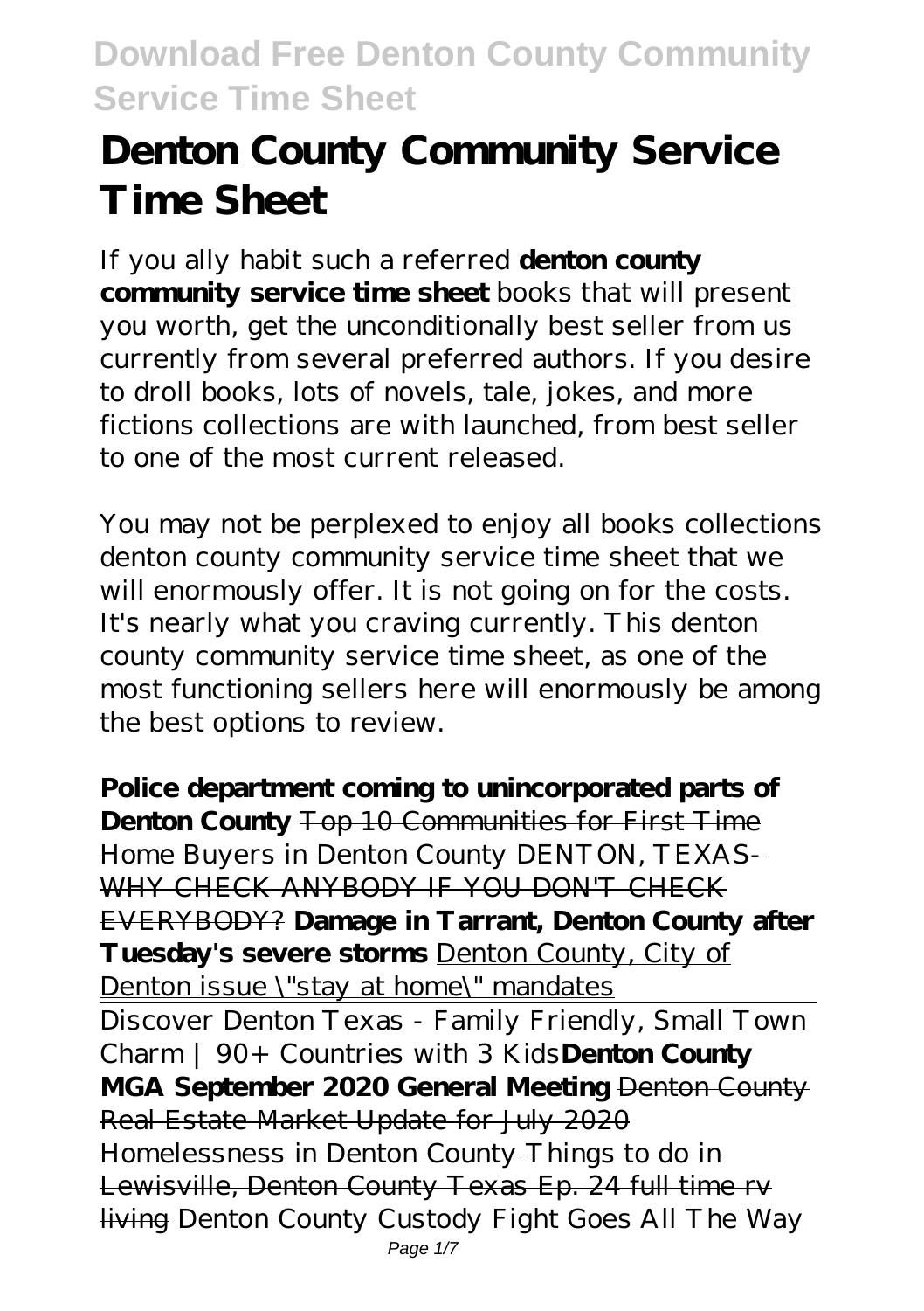# Denton County Community Service Time Sheet

If you ally habit such a referred **denton county community service time sheet** books that will present you worth, get the unconditionally best seller from us currently from several preferred authors. If you desire to droll books, lots of novels, tale, jokes, and more fictions collections are with launched, from best seller to one of the most current released.

You may not be perplexed to enjoy all books collections denton county community service time sheet that we will enormously offer. It is not going on for the costs. It's nearly what you craving currently. This denton county community service time sheet, as one of the most functioning sellers here will enormously be among the best options to review.

**Police department coming to unincorporated parts of Denton County** ~~Top 10 Communities for First Time Home Buyers in Denton County~~ ~~DENTON, TEXAS-WHY CHECK ANYBODY IF YOU DON'T CHECK EVERYBODY?~~ **Damage in Tarrant, Denton County after Tuesday's severe storms** Denton County, City of Denton issue "stay at home" mandates

Discover Denton Texas - Family Friendly, Small Town Charm | 90+ Countries with 3 Kids **Denton County MGA September 2020 General Meeting** ~~Denton County Real Estate Market Update for July 2020~~ ~~Homelessness in Denton County~~ ~~Things to do in Lewisville, Denton County Texas Ep. 24 full time rv living~~ *Denton County Custody Fight Goes All The Way*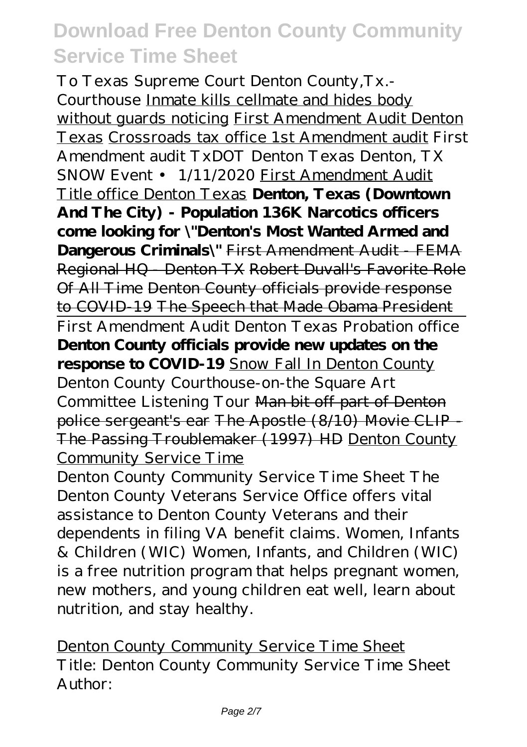To Texas Supreme Court Denton County,Tx.-Courthouse Inmate kills cellmate and hides body without guards noticing First Amendment Audit Denton Texas Crossroads tax office 1st Amendment audit *First Amendment audit TxDOT Denton Texas Denton, TX SNOW Event • 1/11/2020* First Amendment Audit Title office Denton Texas **Denton, Texas (Downtown And The City) - Population 136K Narcotics officers come looking for "Denton's Most Wanted Armed and Dangerous Criminals"** ~~First Amendment Audit - FEMA Regional HQ - Denton TX~~ ~~Robert Duvall's Favorite Role Of All Time~~ ~~Denton County officials provide response to COVID-19~~ ~~The Speech that Made Obama President~~

First Amendment Audit Denton Texas Probation office **Denton County officials provide new updates on the response to COVID-19** Snow Fall In Denton County *Denton County Courthouse-on-the Square Art Committee Listening Tour* ~~Man bit off part of Denton police sergeant's ear~~ ~~The Apostle (8/10) Movie CLIP - The Passing Troublemaker (1997) HD~~ Denton County Community Service Time

Denton County Community Service Time Sheet The Denton County Veterans Service Office offers vital assistance to Denton County Veterans and their dependents in filing VA benefit claims. Women, Infants & Children (WIC) Women, Infants, and Children (WIC) is a free nutrition program that helps pregnant women, new mothers, and young children eat well, learn about nutrition, and stay healthy.

Denton County Community Service Time Sheet
Title: Denton County Community Service Time Sheet
Author: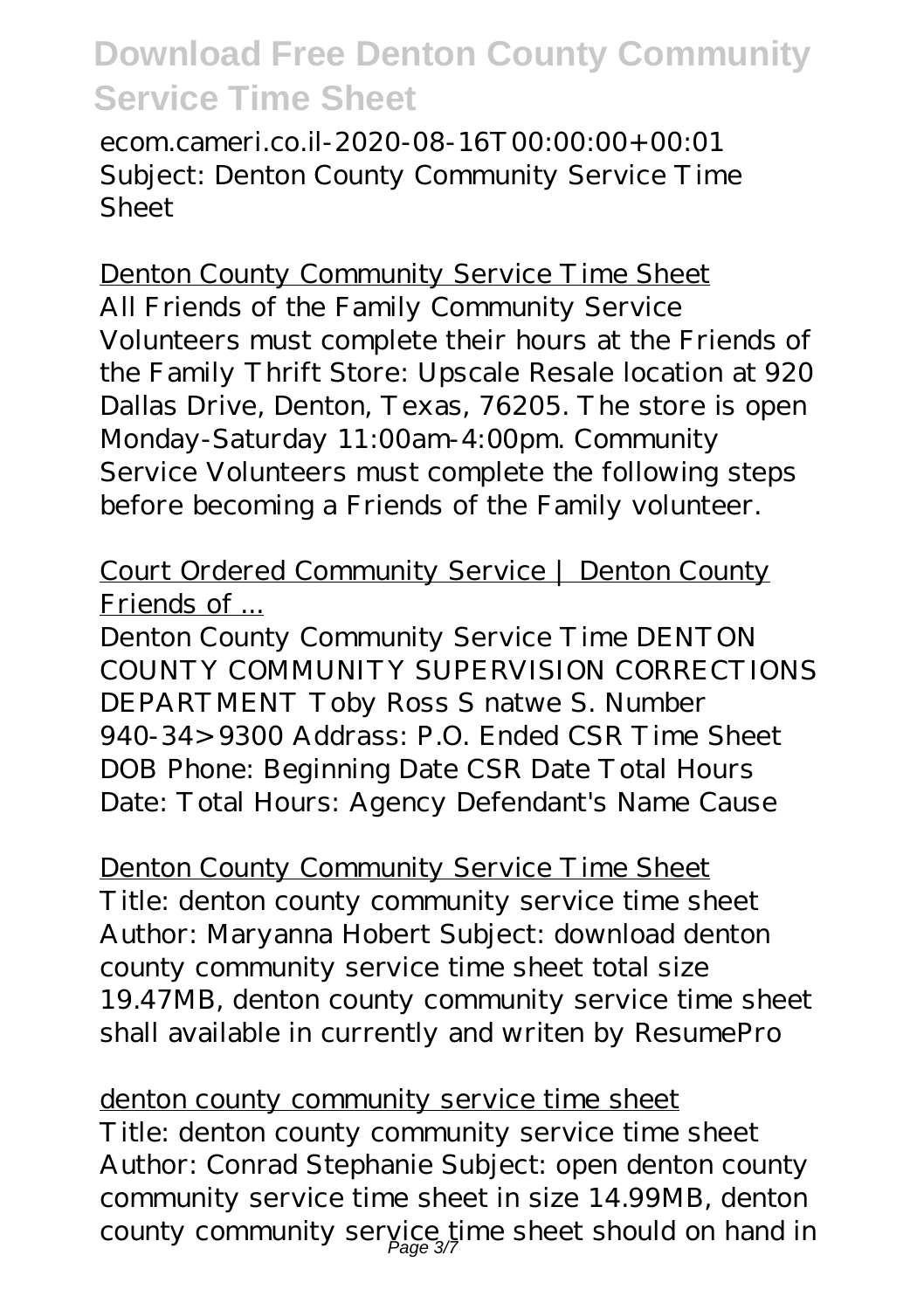ecom.cameri.co.il-2020-08-16T00:00:00+00:01
Subject: Denton County Community Service Time Sheet

## Denton County Community Service Time Sheet

All Friends of the Family Community Service Volunteers must complete their hours at the Friends of the Family Thrift Store: Upscale Resale location at 920 Dallas Drive, Denton, Texas, 76205. The store is open Monday-Saturday 11:00am-4:00pm. Community Service Volunteers must complete the following steps before becoming a Friends of the Family volunteer.

## Court Ordered Community Service | Denton County Friends of ...

Denton County Community Service Time DENTON COUNTY COMMUNITY SUPERVISION CORRECTIONS DEPARTMENT Toby Ross S natwe S. Number 940-34>9300 Addrass: P.O. Ended CSR Time Sheet DOB Phone: Beginning Date CSR Date Total Hours Date: Total Hours: Agency Defendant's Name Cause

## Denton County Community Service Time Sheet

Title: denton county community service time sheet Author: Maryanna Hobert Subject: download denton county community service time sheet total size 19.47MB, denton county community service time sheet shall available in currently and writen by ResumePro

## denton county community service time sheet

Title: denton county community service time sheet Author: Conrad Stephanie Subject: open denton county community service time sheet in size 14.99MB, denton county community service time sheet should on hand in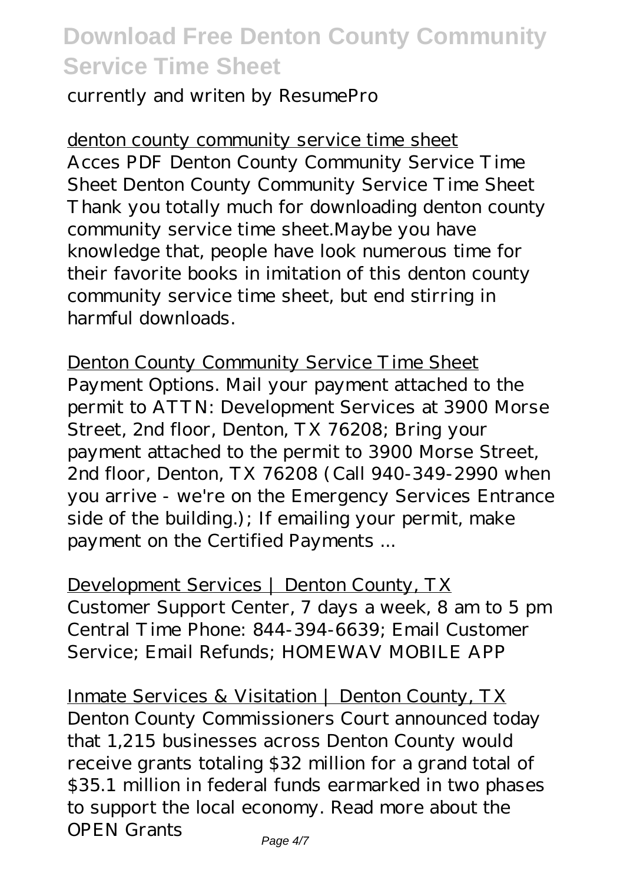currently and writen by ResumePro

denton county community service time sheet

Acces PDF Denton County Community Service Time Sheet Denton County Community Service Time Sheet Thank you totally much for downloading denton county community service time sheet.Maybe you have knowledge that, people have look numerous time for their favorite books in imitation of this denton county community service time sheet, but end stirring in harmful downloads.

Denton County Community Service Time Sheet

Payment Options. Mail your payment attached to the permit to ATTN: Development Services at 3900 Morse Street, 2nd floor, Denton, TX 76208; Bring your payment attached to the permit to 3900 Morse Street, 2nd floor, Denton, TX 76208 (Call 940-349-2990 when you arrive - we're on the Emergency Services Entrance side of the building.); If emailing your permit, make payment on the Certified Payments ...

Development Services | Denton County, TX

Customer Support Center, 7 days a week, 8 am to 5 pm Central Time Phone: 844-394-6639; Email Customer Service; Email Refunds; HOMEWAV MOBILE APP

Inmate Services & Visitation | Denton County, TX

Denton County Commissioners Court announced today that 1,215 businesses across Denton County would receive grants totaling $32 million for a grand total of $35.1 million in federal funds earmarked in two phases to support the local economy. Read more about the OPEN Grants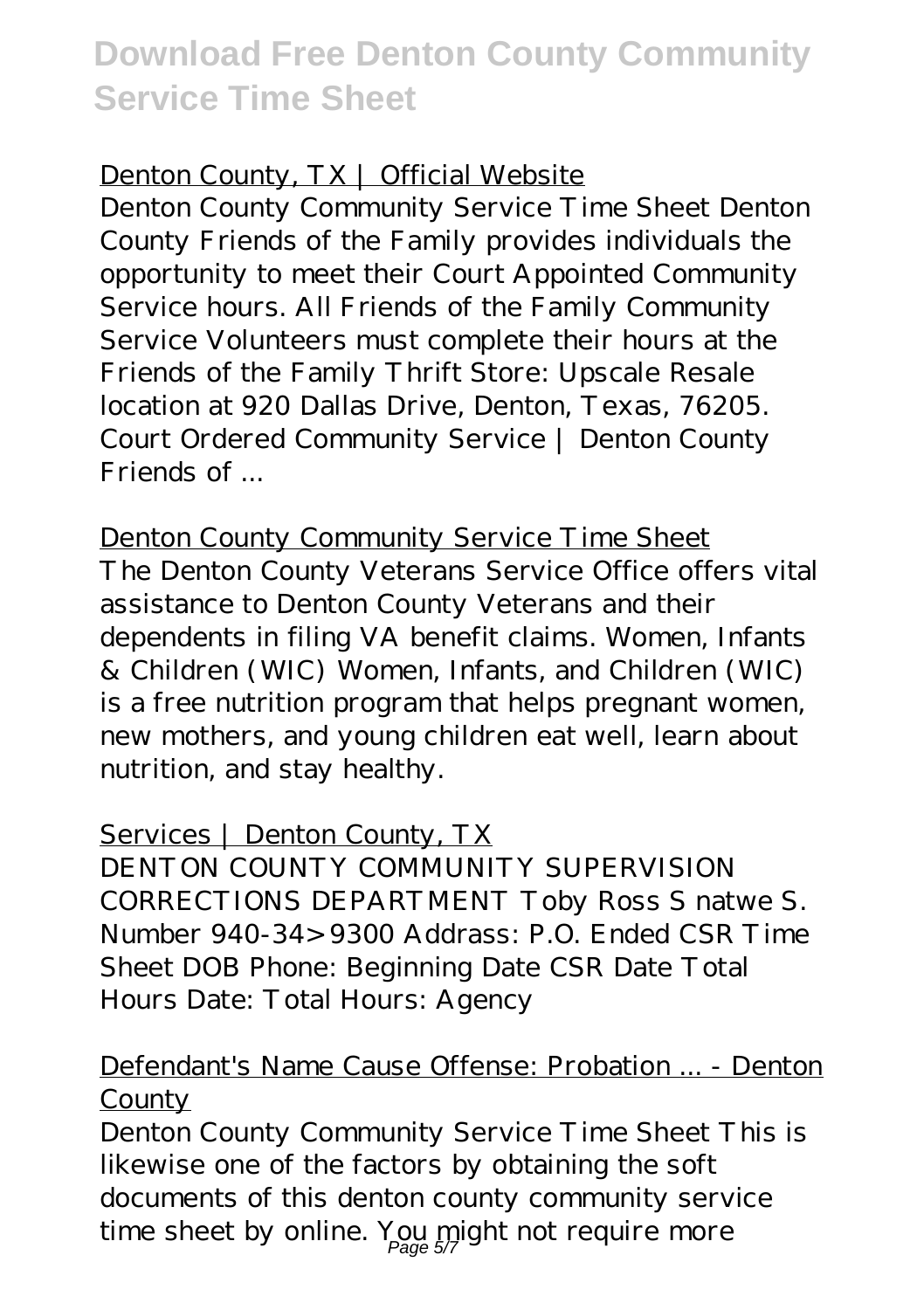## Denton County, TX | Official Website

Denton County Community Service Time Sheet Denton County Friends of the Family provides individuals the opportunity to meet their Court Appointed Community Service hours. All Friends of the Family Community Service Volunteers must complete their hours at the Friends of the Family Thrift Store: Upscale Resale location at 920 Dallas Drive, Denton, Texas, 76205. Court Ordered Community Service | Denton County Friends of ...

## Denton County Community Service Time Sheet

The Denton County Veterans Service Office offers vital assistance to Denton County Veterans and their dependents in filing VA benefit claims. Women, Infants & Children (WIC) Women, Infants, and Children (WIC) is a free nutrition program that helps pregnant women, new mothers, and young children eat well, learn about nutrition, and stay healthy.

## Services | Denton County, TX

DENTON COUNTY COMMUNITY SUPERVISION CORRECTIONS DEPARTMENT Toby Ross S natwe S. Number 940-34>9300 Addrass: P.O. Ended CSR Time Sheet DOB Phone: Beginning Date CSR Date Total Hours Date: Total Hours: Agency

## Defendant's Name Cause Offense: Probation ... - Denton County

Denton County Community Service Time Sheet This is likewise one of the factors by obtaining the soft documents of this denton county community service time sheet by online. You might not require more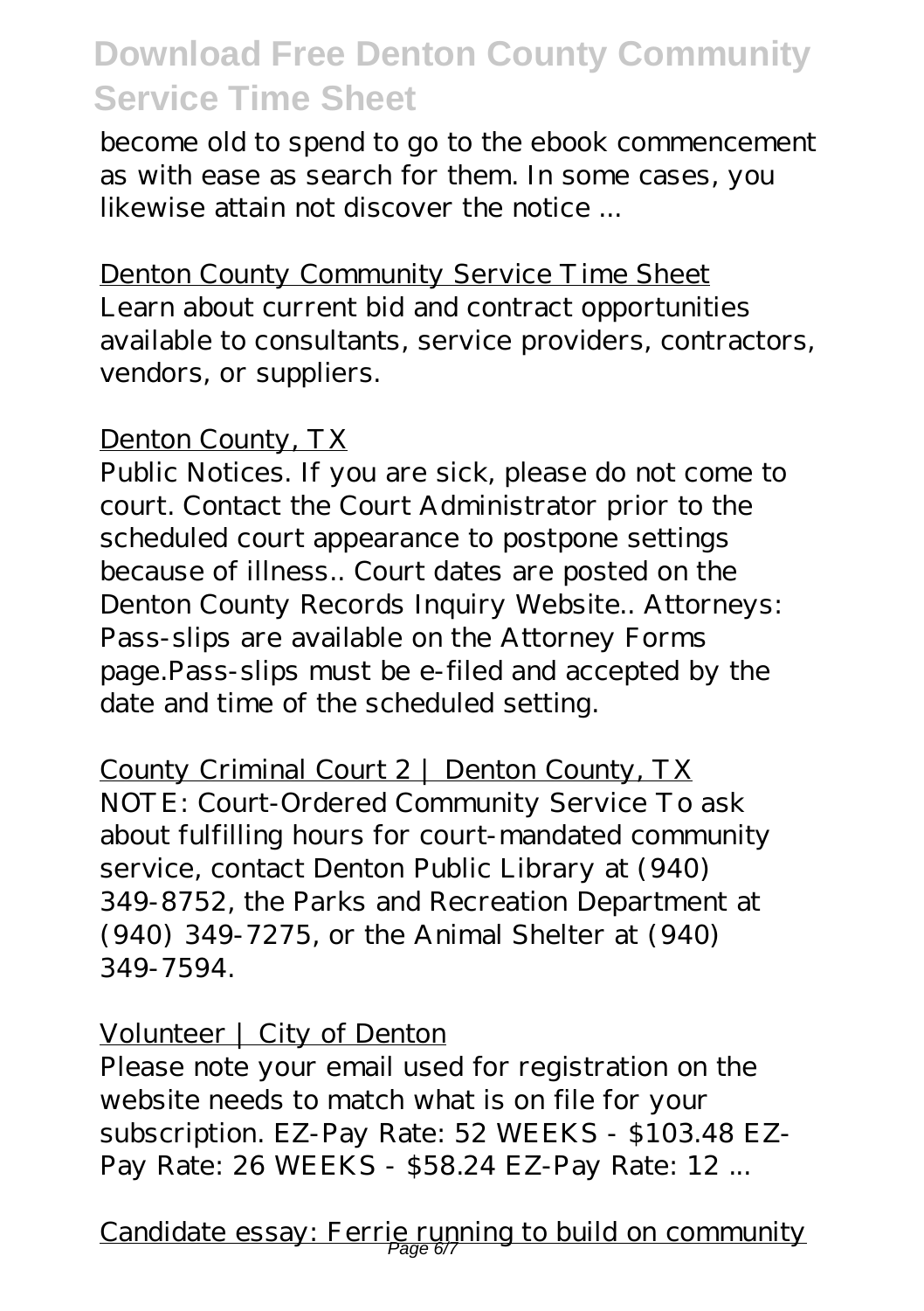become old to spend to go to the ebook commencement as with ease as search for them. In some cases, you likewise attain not discover the notice ...

Denton County Community Service Time Sheet

Learn about current bid and contract opportunities available to consultants, service providers, contractors, vendors, or suppliers.

Denton County, TX

Public Notices. If you are sick, please do not come to court. Contact the Court Administrator prior to the scheduled court appearance to postpone settings because of illness.. Court dates are posted on the Denton County Records Inquiry Website.. Attorneys: Pass-slips are available on the Attorney Forms page.Pass-slips must be e-filed and accepted by the date and time of the scheduled setting.

County Criminal Court 2 | Denton County, TX

NOTE: Court-Ordered Community Service To ask about fulfilling hours for court-mandated community service, contact Denton Public Library at (940) 349-8752, the Parks and Recreation Department at (940) 349-7275, or the Animal Shelter at (940) 349-7594.

Volunteer | City of Denton

Please note your email used for registration on the website needs to match what is on file for your subscription. EZ-Pay Rate: 52 WEEKS - $103.48 EZ-Pay Rate: 26 WEEKS - $58.24 EZ-Pay Rate: 12 ...

Candidate essay: Ferrie running to build on community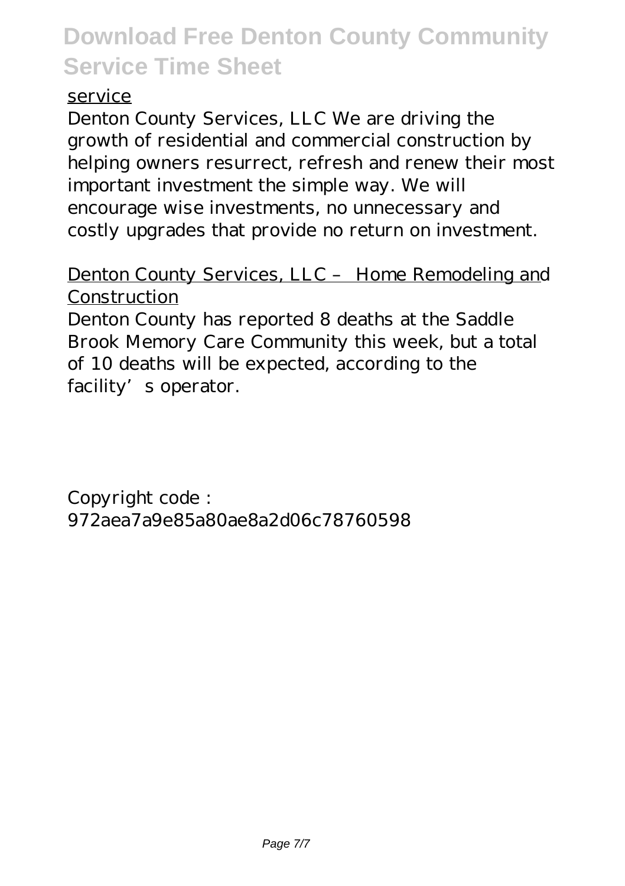service

Denton County Services, LLC We are driving the growth of residential and commercial construction by helping owners resurrect, refresh and renew their most important investment the simple way. We will encourage wise investments, no unnecessary and costly upgrades that provide no return on investment.

Denton County Services, LLC – Home Remodeling and Construction

Denton County has reported 8 deaths at the Saddle Brook Memory Care Community this week, but a total of 10 deaths will be expected, according to the facility's operator.

Copyright code : 972aea7a9e85a80ae8a2d06c78760598